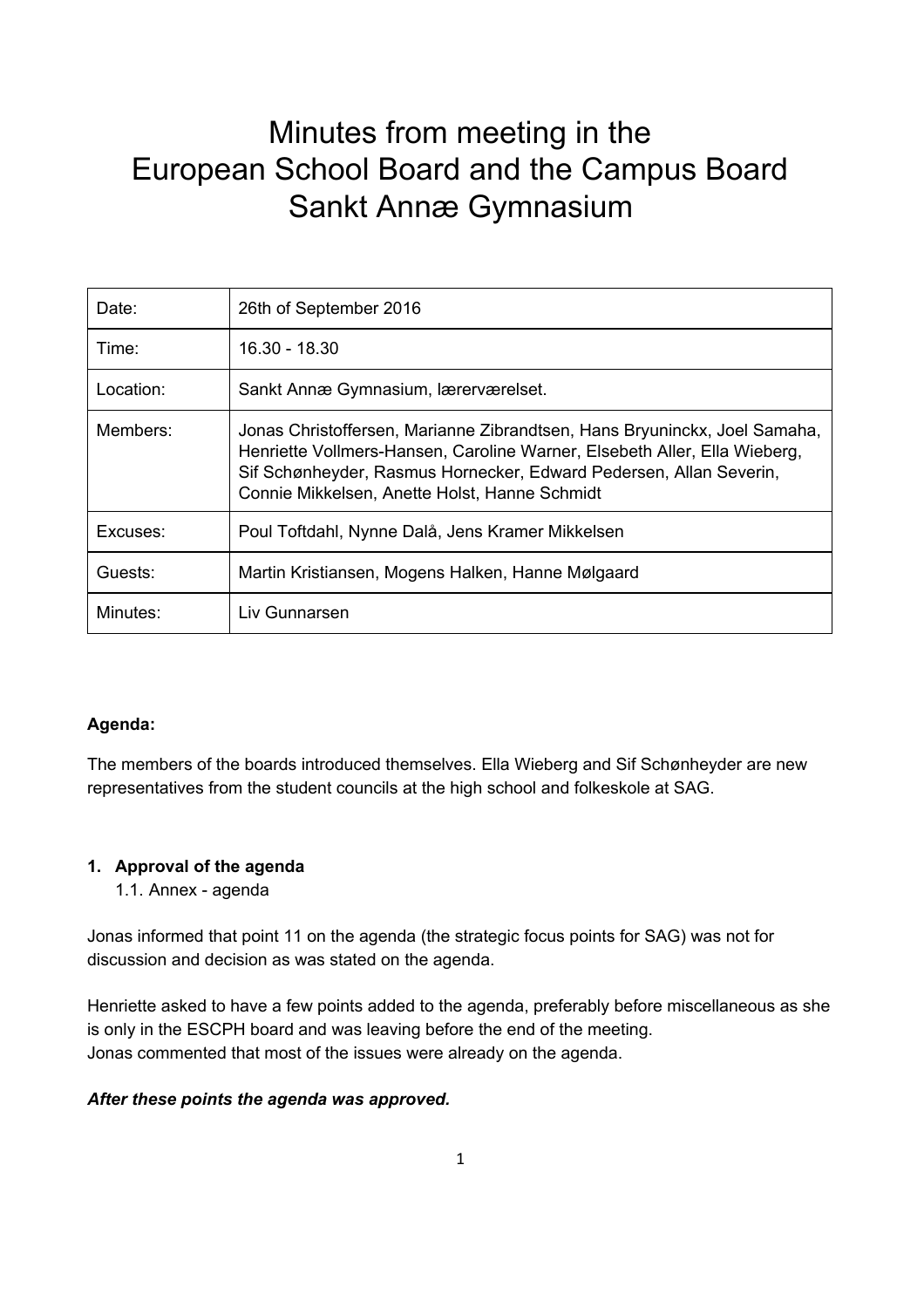# Minutes from meeting in the European School Board and the Campus Board Sankt Annæ Gymnasium

| Date: | 26th of September 2016 |
|---|---|
| Time: | 16.30 - 18.30 |
| Location: | Sankt Annæ Gymnasium, lærerværelset. |
| Members: | Jonas Christoffersen, Marianne Zibrandtsen, Hans Bryuninckx, Joel Samaha, Henriette Vollmers-Hansen, Caroline Warner, Elsebeth Aller, Ella Wieberg, Sif Schønheyder, Rasmus Hornecker, Edward Pedersen, Allan Severin, Connie Mikkelsen, Anette Holst, Hanne Schmidt |
| Excuses: | Poul Toftdahl, Nynne Dalå, Jens Kramer Mikkelsen |
| Guests: | Martin Kristiansen, Mogens Halken, Hanne Mølgaard |
| Minutes: | Liv Gunnarsen |

**Agenda:**

The members of the boards introduced themselves. Ella Wieberg and Sif Schønheyder are new representatives from the student councils at the high school and folkeskole at SAG.

1. **Approval of the agenda**
   1.1. Annex - agenda

Jonas informed that point 11 on the agenda (the strategic focus points for SAG) was not for discussion and decision as was stated on the agenda.

Henriette asked to have a few points added to the agenda, preferably before miscellaneous as she is only in the ESCPH board and was leaving before the end of the meeting.
Jonas commented that most of the issues were already on the agenda.

***After these points the agenda was approved.***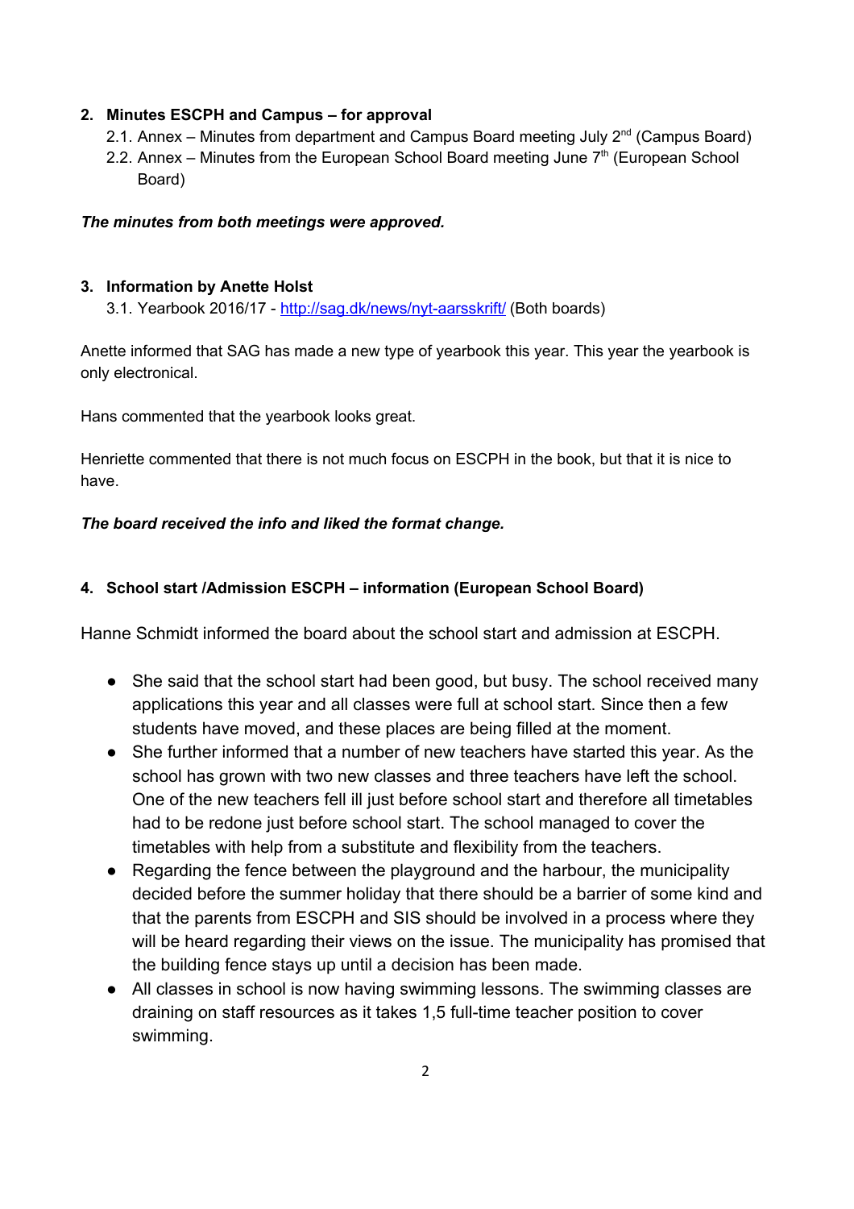**2. Minutes ESCPH and Campus – for approval**

2.1. Annex – Minutes from department and Campus Board meeting July 2nd (Campus Board)

2.2. Annex – Minutes from the European School Board meeting June 7th (European School Board)

***The minutes from both meetings were approved.***

**3. Information by Anette Holst**

3.1. Yearbook 2016/17 - [http://sag.dk/news/nyt-aarsskrift/](http://sag.dk/news/nyt-aarsskrift/) (Both boards)

Anette informed that SAG has made a new type of yearbook this year. This year the yearbook is only electronical.

Hans commented that the yearbook looks great.

Henriette commented that there is not much focus on ESCPH in the book, but that it is nice to have.

***The board received the info and liked the format change.***

**4. School start /Admission ESCPH – information (European School Board)**

Hanne Schmidt informed the board about the school start and admission at ESCPH.

- She said that the school start had been good, but busy. The school received many applications this year and all classes were full at school start. Since then a few students have moved, and these places are being filled at the moment.
- She further informed that a number of new teachers have started this year. As the school has grown with two new classes and three teachers have left the school. One of the new teachers fell ill just before school start and therefore all timetables had to be redone just before school start. The school managed to cover the timetables with help from a substitute and flexibility from the teachers.
- Regarding the fence between the playground and the harbour, the municipality decided before the summer holiday that there should be a barrier of some kind and that the parents from ESCPH and SIS should be involved in a process where they will be heard regarding their views on the issue. The municipality has promised that the building fence stays up until a decision has been made.
- All classes in school is now having swimming lessons. The swimming classes are draining on staff resources as it takes 1,5 full-time teacher position to cover swimming.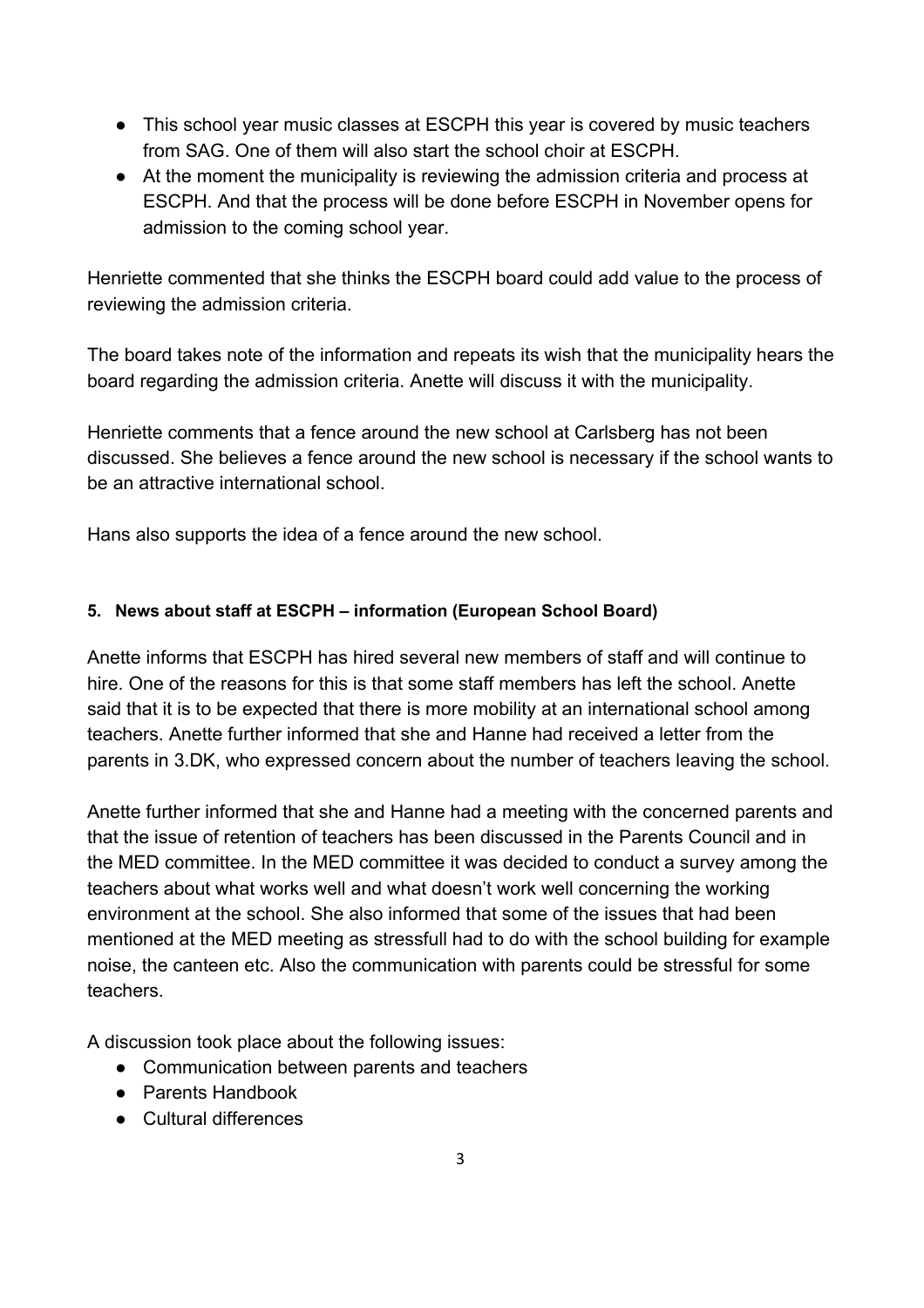- This school year music classes at ESCPH this year is covered by music teachers from SAG. One of them will also start the school choir at ESCPH.
- At the moment the municipality is reviewing the admission criteria and process at ESCPH. And that the process will be done before ESCPH in November opens for admission to the coming school year.

Henriette commented that she thinks the ESCPH board could add value to the process of reviewing the admission criteria.

The board takes note of the information and repeats its wish that the municipality hears the board regarding the admission criteria. Anette will discuss it with the municipality.

Henriette comments that a fence around the new school at Carlsberg has not been discussed. She believes a fence around the new school is necessary if the school wants to be an attractive international school.

Hans also supports the idea of a fence around the new school.

#### 5. News about staff at ESCPH – information (European School Board)

Anette informs that ESCPH has hired several new members of staff and will continue to hire. One of the reasons for this is that some staff members has left the school. Anette said that it is to be expected that there is more mobility at an international school among teachers. Anette further informed that she and Hanne had received a letter from the parents in 3.DK, who expressed concern about the number of teachers leaving the school.

Anette further informed that she and Hanne had a meeting with the concerned parents and that the issue of retention of teachers has been discussed in the Parents Council and in the MED committee. In the MED committee it was decided to conduct a survey among the teachers about what works well and what doesn't work well concerning the working environment at the school. She also informed that some of the issues that had been mentioned at the MED meeting as stressfull had to do with the school building for example noise, the canteen etc. Also the communication with parents could be stressful for some teachers.

A discussion took place about the following issues:

- Communication between parents and teachers
- Parents Handbook
- Cultural differences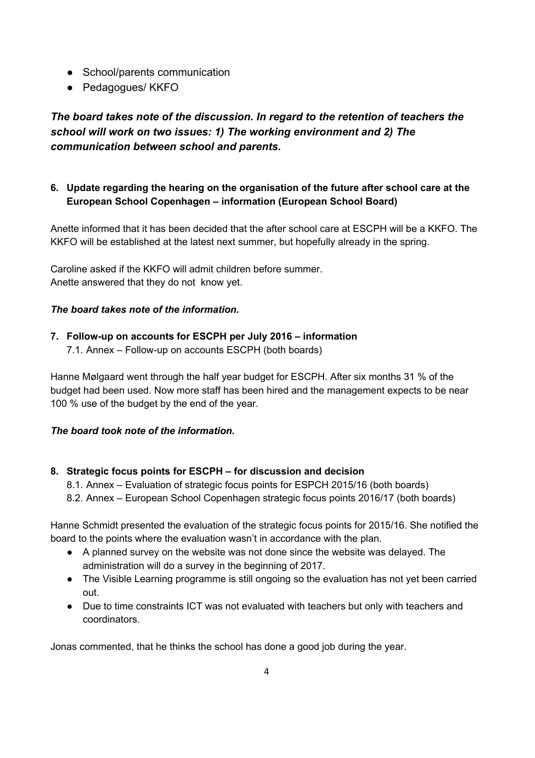- School/parents communication
- Pedagogues/ KKFO

***The board takes note of the discussion. In regard to the retention of teachers the school will work on two issues: 1) The working environment and 2) The communication between school and parents.***

**6. Update regarding the hearing on the organisation of the future after school care at the European School Copenhagen – information (European School Board)**

Anette informed that it has been decided that the after school care at ESCPH will be a KKFO. The KKFO will be established at the latest next summer, but hopefully already in the spring.

Caroline asked if the KKFO will admit children before summer.
Anette answered that they do not know yet.

***The board takes note of the information.***

**7. Follow-up on accounts for ESCPH per July 2016 – information**

7.1. Annex – Follow-up on accounts ESCPH (both boards)

Hanne Mølgaard went through the half year budget for ESCPH. After six months 31 % of the budget had been used. Now more staff has been hired and the management expects to be near 100 % use of the budget by the end of the year.

***The board took note of the information.***

**8. Strategic focus points for ESCPH – for discussion and decision**

8.1. Annex – Evaluation of strategic focus points for ESPCH 2015/16 (both boards)
8.2. Annex – European School Copenhagen strategic focus points 2016/17 (both boards)

Hanne Schmidt presented the evaluation of the strategic focus points for 2015/16. She notified the board to the points where the evaluation wasn't in accordance with the plan.

- A planned survey on the website was not done since the website was delayed. The administration will do a survey in the beginning of 2017.
- The Visible Learning programme is still ongoing so the evaluation has not yet been carried out.
- Due to time constraints ICT was not evaluated with teachers but only with teachers and coordinators.

Jonas commented, that he thinks the school has done a good job during the year.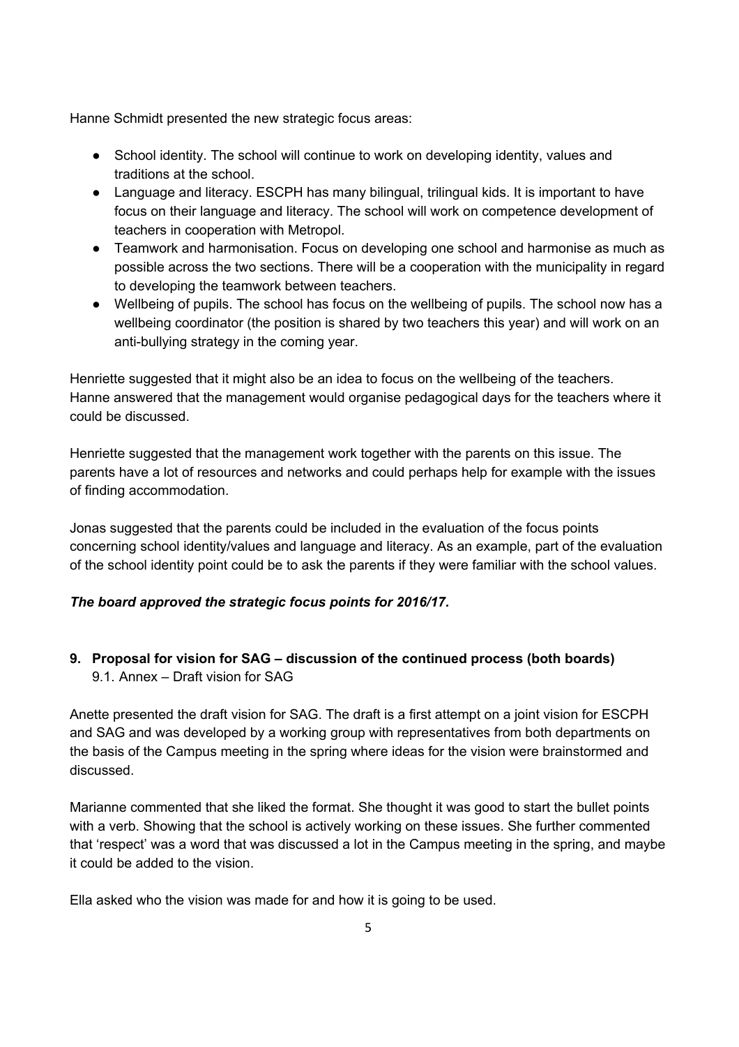Hanne Schmidt presented the new strategic focus areas:

- School identity. The school will continue to work on developing identity, values and traditions at the school.
- Language and literacy. ESCPH has many bilingual, trilingual kids. It is important to have focus on their language and literacy. The school will work on competence development of teachers in cooperation with Metropol.
- Teamwork and harmonisation. Focus on developing one school and harmonise as much as possible across the two sections. There will be a cooperation with the municipality in regard to developing the teamwork between teachers.
- Wellbeing of pupils. The school has focus on the wellbeing of pupils. The school now has a wellbeing coordinator (the position is shared by two teachers this year) and will work on an anti-bullying strategy in the coming year.

Henriette suggested that it might also be an idea to focus on the wellbeing of the teachers. Hanne answered that the management would organise pedagogical days for the teachers where it could be discussed.

Henriette suggested that the management work together with the parents on this issue. The parents have a lot of resources and networks and could perhaps help for example with the issues of finding accommodation.

Jonas suggested that the parents could be included in the evaluation of the focus points concerning school identity/values and language and literacy. As an example, part of the evaluation of the school identity point could be to ask the parents if they were familiar with the school values.

***The board approved the strategic focus points for 2016/17.***

**9. Proposal for vision for SAG – discussion of the continued process (both boards)**

9.1. Annex – Draft vision for SAG

Anette presented the draft vision for SAG. The draft is a first attempt on a joint vision for ESCPH and SAG and was developed by a working group with representatives from both departments on the basis of the Campus meeting in the spring where ideas for the vision were brainstormed and discussed.

Marianne commented that she liked the format. She thought it was good to start the bullet points with a verb. Showing that the school is actively working on these issues. She further commented that 'respect' was a word that was discussed a lot in the Campus meeting in the spring, and maybe it could be added to the vision.

Ella asked who the vision was made for and how it is going to be used.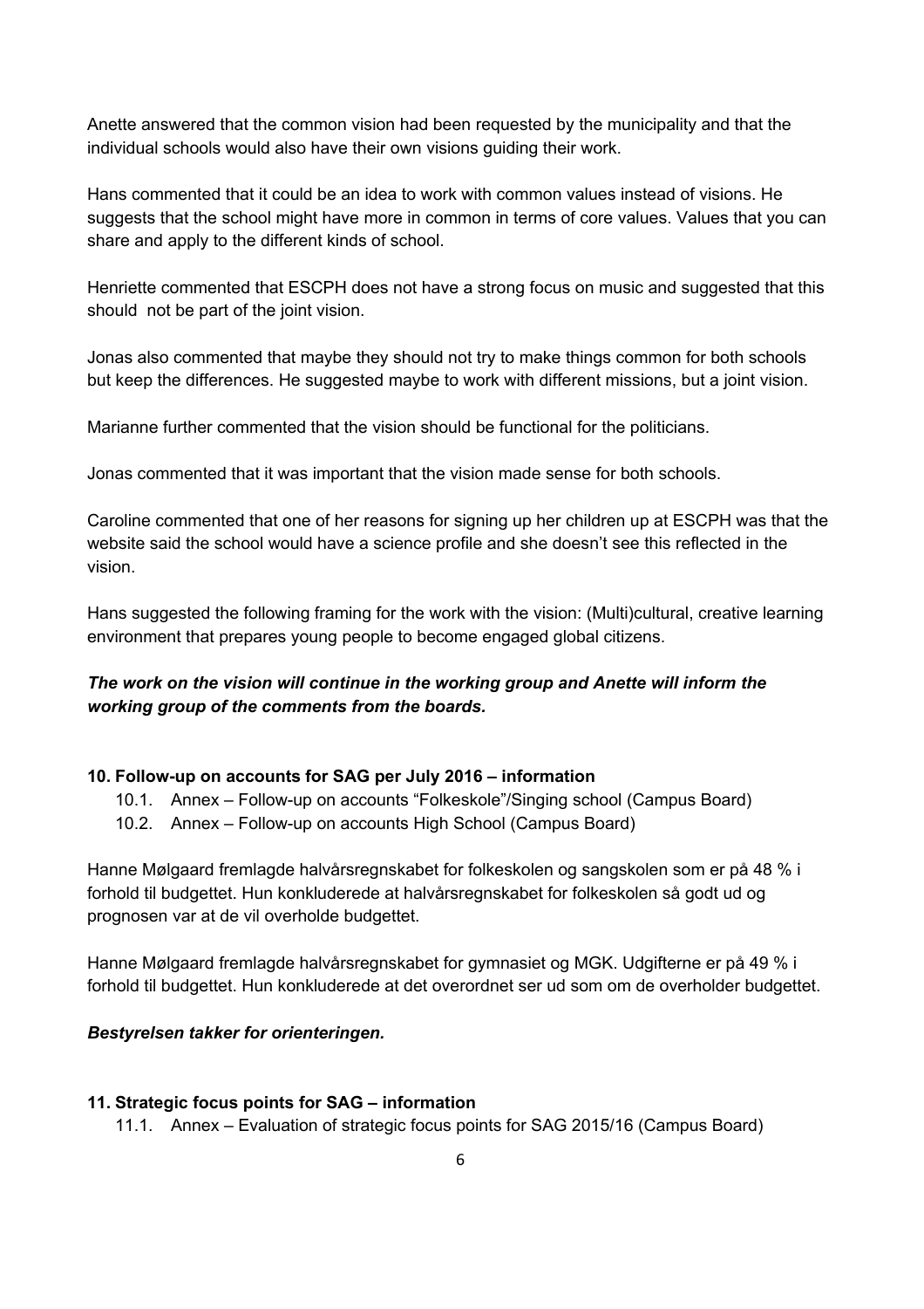Anette answered that the common vision had been requested by the municipality and that the individual schools would also have their own visions guiding their work.

Hans commented that it could be an idea to work with common values instead of visions. He suggests that the school might have more in common in terms of core values. Values that you can share and apply to the different kinds of school.

Henriette commented that ESCPH does not have a strong focus on music and suggested that this should not be part of the joint vision.

Jonas also commented that maybe they should not try to make things common for both schools but keep the differences. He suggested maybe to work with different missions, but a joint vision.

Marianne further commented that the vision should be functional for the politicians.

Jonas commented that it was important that the vision made sense for both schools.

Caroline commented that one of her reasons for signing up her children up at ESCPH was that the website said the school would have a science profile and she doesn't see this reflected in the vision.

Hans suggested the following framing for the work with the vision: (Multi)cultural, creative learning environment that prepares young people to become engaged global citizens.

***The work on the vision will continue in the working group and Anette will inform the working group of the comments from the boards.***

**10. Follow-up on accounts for SAG per July 2016 – information**

10.1. Annex – Follow-up on accounts "Folkeskole"/Singing school (Campus Board)
10.2. Annex – Follow-up on accounts High School (Campus Board)

Hanne Mølgaard fremlagde halvårsregnskabet for folkeskolen og sangskolen som er på 48 % i forhold til budgettet. Hun konkluderede at halvårsregnskabet for folkeskolen så godt ud og prognosen var at de vil overholde budgettet.

Hanne Mølgaard fremlagde halvårsregnskabet for gymnasiet og MGK. Udgifterne er på 49 % i forhold til budgettet. Hun konkluderede at det overordnet ser ud som om de overholder budgettet.

***Bestyrelsen takker for orienteringen.***

**11. Strategic focus points for SAG – information**

11.1. Annex – Evaluation of strategic focus points for SAG 2015/16 (Campus Board)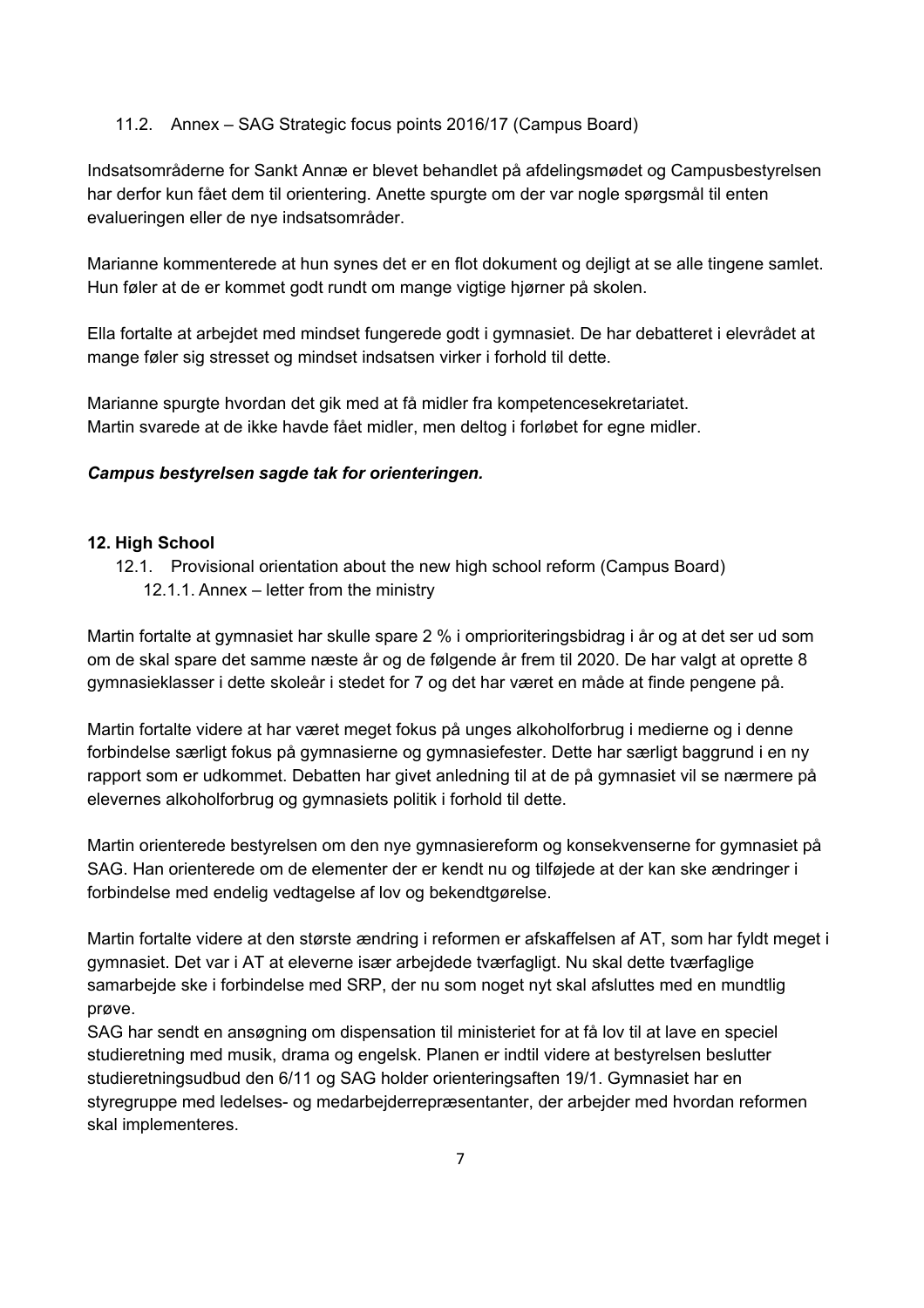11.2. Annex – SAG Strategic focus points 2016/17 (Campus Board)

Indsatsområderne for Sankt Annæ er blevet behandlet på afdelingsmødet og Campusbestyrelsen har derfor kun fået dem til orientering. Anette spurgte om der var nogle spørgsmål til enten evalueringen eller de nye indsatsområder.

Marianne kommenterede at hun synes det er en flot dokument og dejligt at se alle tingene samlet. Hun føler at de er kommet godt rundt om mange vigtige hjørner på skolen.

Ella fortalte at arbejdet med mindset fungerede godt i gymnasiet. De har debatteret i elevrådet at mange føler sig stresset og mindset indsatsen virker i forhold til dette.

Marianne spurgte hvordan det gik med at få midler fra kompetencesekretariatet.
Martin svarede at de ikke havde fået midler, men deltog i forløbet for egne midler.

***Campus bestyrelsen sagde tak for orienteringen.***

## 12. High School

12.1. Provisional orientation about the new high school reform (Campus Board)
12.1.1. Annex – letter from the ministry

Martin fortalte at gymnasiet har skulle spare 2 % i omprioriteringsbidrag i år og at det ser ud som om de skal spare det samme næste år og de følgende år frem til 2020. De har valgt at oprette 8 gymnasieklasser i dette skoleår i stedet for 7 og det har været en måde at finde pengene på.

Martin fortalte videre at har været meget fokus på unges alkoholforbrug i medierne og i denne forbindelse særligt fokus på gymnasierne og gymnasiefester. Dette har særligt baggrund i en ny rapport som er udkommet. Debatten har givet anledning til at de på gymnasiet vil se nærmere på elevernes alkoholforbrug og gymnasiets politik i forhold til dette.

Martin orienterede bestyrelsen om den nye gymnasiereform og konsekvenserne for gymnasiet på SAG. Han orienterede om de elementer der er kendt nu og tilføjede at der kan ske ændringer i forbindelse med endelig vedtagelse af lov og bekendtgørelse.

Martin fortalte videre at den største ændring i reformen er afskaffelsen af AT, som har fyldt meget i gymnasiet. Det var i AT at eleverne især arbejdede tværfagligt. Nu skal dette tværfaglige samarbejde ske i forbindelse med SRP, der nu som noget nyt skal afsluttes med en mundtlig prøve.
SAG har sendt en ansøgning om dispensation til ministeriet for at få lov til at lave en speciel studieretning med musik, drama og engelsk. Planen er indtil videre at bestyrelsen beslutter studieretningsudbud den 6/11 og SAG holder orienteringsaften 19/1. Gymnasiet har en styregruppe med ledelses- og medarbejderrepræsentanter, der arbejder med hvordan reformen skal implementeres.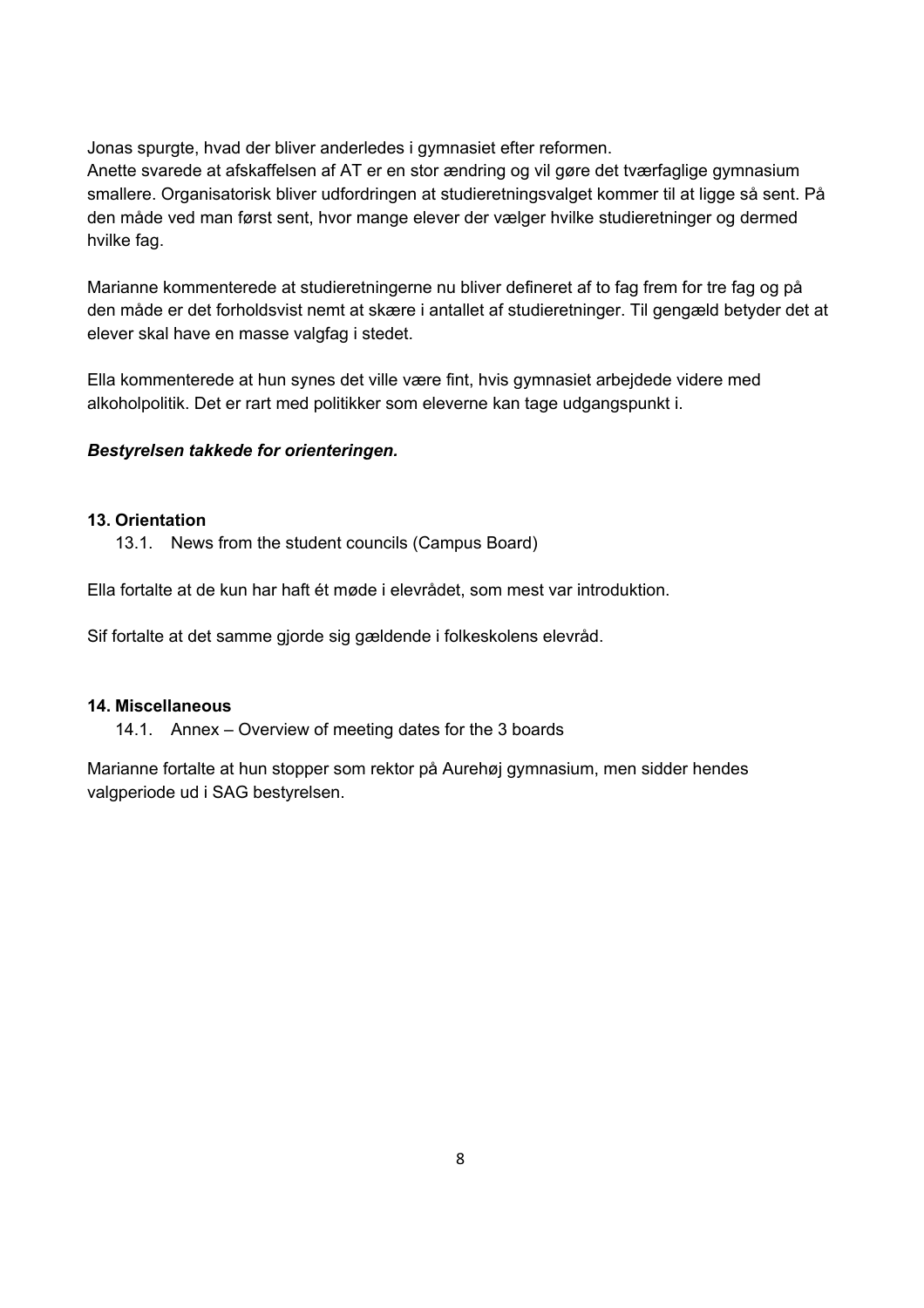Jonas spurgte, hvad der bliver anderledes i gymnasiet efter reformen.
Anette svarede at afskaffelsen af AT er en stor ændring og vil gøre det tværfaglige gymnasium smallere. Organisatorisk bliver udfordringen at studieretningsvalget kommer til at ligge så sent. På den måde ved man først sent, hvor mange elever der vælger hvilke studieretninger og dermed hvilke fag.

Marianne kommenterede at studieretningerne nu bliver defineret af to fag frem for tre fag og på den måde er det forholdsvist nemt at skære i antallet af studieretninger. Til gengæld betyder det at elever skal have en masse valgfag i stedet.

Ella kommenterede at hun synes det ville være fint, hvis gymnasiet arbejdede videre med alkoholpolitik. Det er rart med politikker som eleverne kan tage udgangspunkt i.

***Bestyrelsen takkede for orienteringen.***

**13. Orientation**

13.1. News from the student councils (Campus Board)

Ella fortalte at de kun har haft ét møde i elevrådet, som mest var introduktion.

Sif fortalte at det samme gjorde sig gældende i folkeskolens elevråd.

**14. Miscellaneous**

14.1. Annex – Overview of meeting dates for the 3 boards

Marianne fortalte at hun stopper som rektor på Aurehøj gymnasium, men sidder hendes valgperiode ud i SAG bestyrelsen.